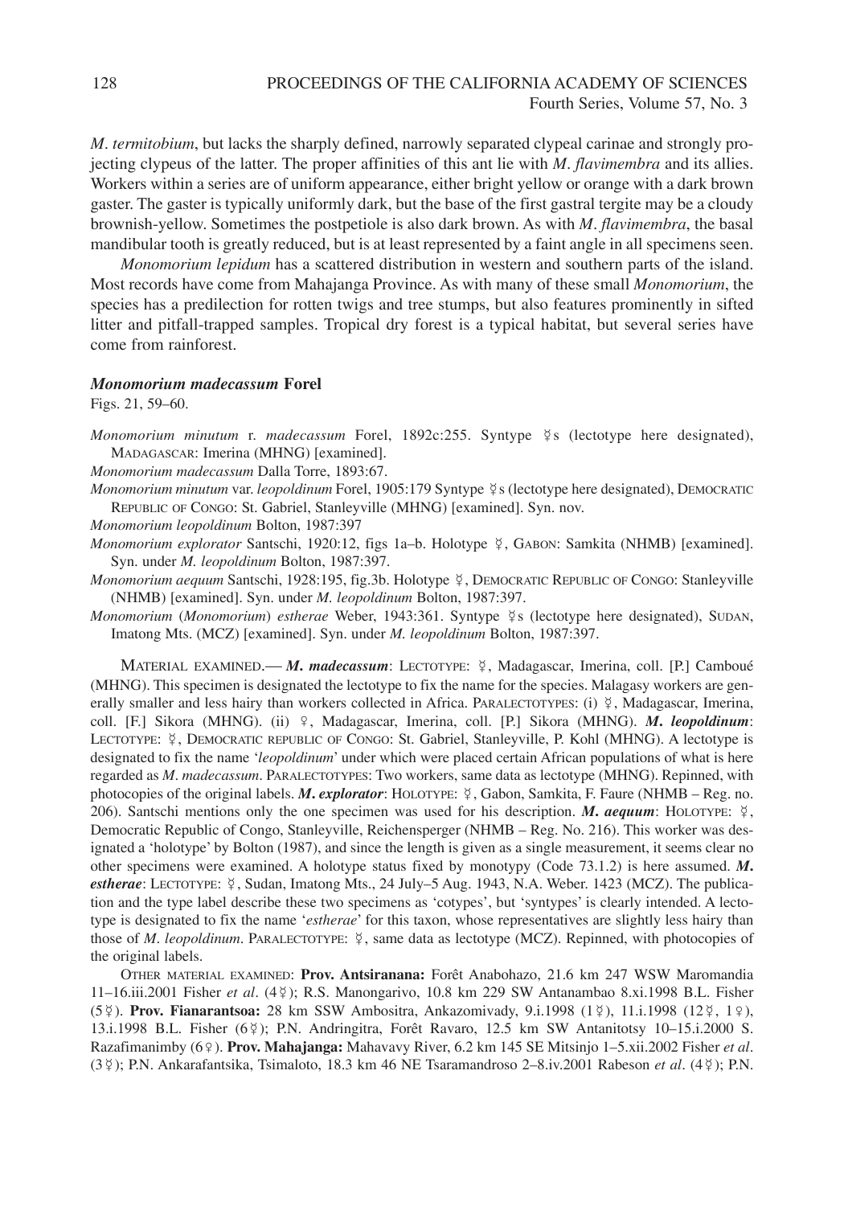*M. termitobium*, but lacks the sharply defined, narrowly separated clypeal carinae and strongly projecting clypeus of the latter. The proper affinities of this ant lie with *M. flavimembra* and its allies. Workers within a series are of uniform appearance, either bright yellow or orange with a dark brown gaster. The gaster is typically uniformly dark, but the base of the first gastral tergite may be a cloudy brownish-yellow. Sometimes the postpetiole is also dark brown. As with *M. flavimembra*, the basal mandibular tooth is greatly reduced, but is at least represented by a faint angle in all specimens seen.

*Monomorium lepidum* has a scattered distribution in western and southern parts of the island. Most records have come from Mahajanga Province. As with many of these small *Monomorium*, the species has a predilection for rotten twigs and tree stumps, but also features prominently in sifted litter and pitfall-trapped samples. Tropical dry forest is a typical habitat, but several series have come from rainforest.

### *Monomorium madecassum* Forel

Figs. 21, 59–60.

*Monomorium minutum* r. *madecassum* Forel, 1892c:255. Syntype ☿s (lectotype here designated), MADAGASCAR: Imerina (MHNG) [examined].

*Monomorium madecassum* Dalla Torre, 1893:67.

*Monomorium minutum* var. *leopoldinum* Forel, 1905:179 Syntype ☿s (lectotype here designated), DEMOCRATIC REPUBLIC OF CONGO: St. Gabriel, Stanleyville (MHNG) [examined]. Syn. nov.

*Monomorium leopoldinum* Bolton, 1987:397

*Monomorium explorator* Santschi, 1920:12, figs 1a–b. Holotype ☿, GABON: Samkita (NHMB) [examined]. Syn. under *M. leopoldinum* Bolton, 1987:397.

*Monomorium aequum* Santschi, 1928:195, fig.3b. Holotype ☿, DEMOCRATIC REPUBLIC OF CONGO: Stanleyville (NHMB) [examined]. Syn. under *M. leopoldinum* Bolton, 1987:397.

*Monomorium* (*Monomorium*) *estherae* Weber, 1943:361. Syntype ☿s (lectotype here designated), SUDAN, Imatong Mts. (MCZ) [examined]. Syn. under *M. leopoldinum* Bolton, 1987:397.

MATERIAL EXAMINED.— ***M. madecassum***: LECTOTYPE: ☿, Madagascar, Imerina, coll. [P.] Camboué (MHNG). This specimen is designated the lectotype to fix the name for the species. Malagasy workers are generally smaller and less hairy than workers collected in Africa. PARALECTOTYPES: (i) ☿, Madagascar, Imerina, coll. [F.] Sikora (MHNG). (ii) ♀, Madagascar, Imerina, coll. [P.] Sikora (MHNG). ***M. leopoldinum***: LECTOTYPE: ☿, DEMOCRATIC REPUBLIC OF CONGO: St. Gabriel, Stanleyville, P. Kohl (MHNG). A lectotype is designated to fix the name '*leopoldinum*' under which were placed certain African populations of what is here regarded as *M. madecassum*. PARALECTOTYPES: Two workers, same data as lectotype (MHNG). Repinned, with photocopies of the original labels. ***M. explorator***: HOLOTYPE: ☿, Gabon, Samkita, F. Faure (NHMB – Reg. no. 206). Santschi mentions only the one specimen was used for his description. ***M. aequum***: HOLOTYPE: ☿, Democratic Republic of Congo, Stanleyville, Reichensperger (NHMB – Reg. No. 216). This worker was designated a 'holotype' by Bolton (1987), and since the length is given as a single measurement, it seems clear no other specimens were examined. A holotype status fixed by monotypy (Code 73.1.2) is here assumed. ***M. estherae***: LECTOTYPE: ☿, Sudan, Imatong Mts., 24 July–5 Aug. 1943, N.A. Weber. 1423 (MCZ). The publication and the type label describe these two specimens as 'cotypes', but 'syntypes' is clearly intended. A lectotype is designated to fix the name '*estherae*' for this taxon, whose representatives are slightly less hairy than those of *M. leopoldinum*. PARALECTOTYPE: ☿, same data as lectotype (MCZ). Repinned, with photocopies of the original labels.

OTHER MATERIAL EXAMINED: **Prov. Antsiranana:** Forêt Anabohazo, 21.6 km 247 WSW Maromandia 11–16.iii.2001 Fisher *et al*. (4☿); R.S. Manongarivo, 10.8 km 229 SW Antanambao 8.xi.1998 B.L. Fisher (5☿). **Prov. Fianarantsoa:** 28 km SSW Ambositra, Ankazomivady, 9.i.1998 (1☿), 11.i.1998 (12☿, 1♀), 13.i.1998 B.L. Fisher (6☿); P.N. Andringitra, Forêt Ravaro, 12.5 km SW Antanitotsy 10–15.i.2000 S. Razafimanimby (6♀). **Prov. Mahajanga:** Mahavavy River, 6.2 km 145 SE Mitsinjo 1–5.xii.2002 Fisher *et al*. (3☿); P.N. Ankarafantsika, Tsimaloto, 18.3 km 46 NE Tsaramandroso 2–8.iv.2001 Rabeson *et al*. (4☿); P.N.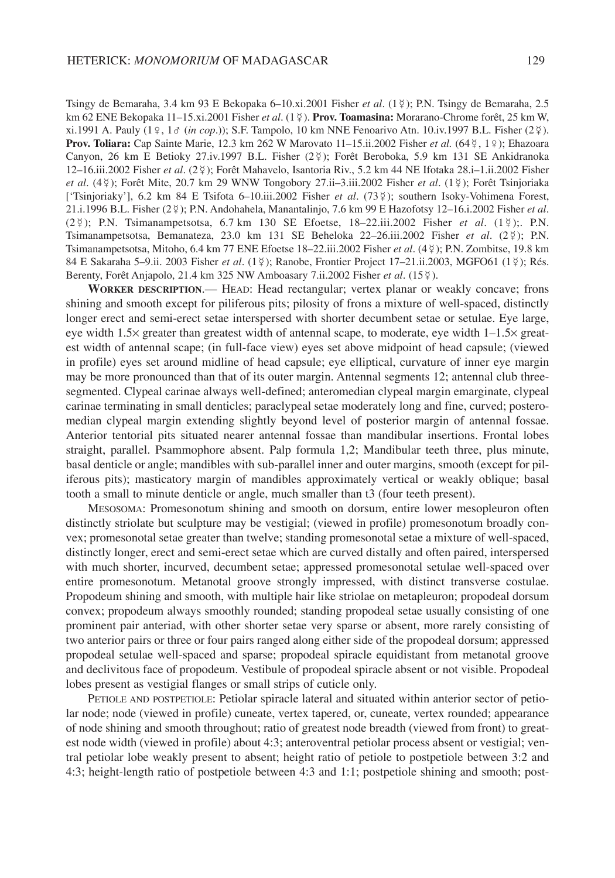Tsingy de Bemaraha, 3.4 km 93 E Bekopaka 6–10.xi.2001 Fisher *et al*. (1☿); P.N. Tsingy de Bemaraha, 2.5 km 62 ENE Bekopaka 11–15.xi.2001 Fisher *et al*. (1☿). **Prov. Toamasina:** Morarano-Chrome forêt, 25 km W, xi.1991 A. Pauly (1♀, 1♂ (*in cop*.)); S.F. Tampolo, 10 km NNE Fenoarivo Atn. 10.iv.1997 B.L. Fisher (2☿). **Prov. Toliara:** Cap Sainte Marie, 12.3 km 262 W Marovato 11–15.ii.2002 Fisher *et al.* (64☿, 1♀); Ehazoara Canyon, 26 km E Betioky 27.iv.1997 B.L. Fisher (2☿); Forêt Beroboka, 5.9 km 131 SE Ankidranoka 12–16.iii.2002 Fisher *et al*. (2☿); Forêt Mahavelo, Isantoria Riv., 5.2 km 44 NE Ifotaka 28.i–1.ii.2002 Fisher *et al*. (4☿); Forêt Mite, 20.7 km 29 WNW Tongobory 27.ii–3.iii.2002 Fisher *et al*. (1☿); Forêt Tsinjoriaka ['Tsinjoriaky'], 6.2 km 84 E Tsifota 6–10.iii.2002 Fisher *et al*. (73☿); southern Isoky-Vohimena Forest, 21.i.1996 B.L. Fisher (2☿); P.N. Andohahela, Manantalinjo, 7.6 km 99 E Hazofotsy 12–16.i.2002 Fisher *et al*. (2☿); P.N. Tsimanampetsotsa, 6.7 km 130 SE Efoetse, 18–22.iii.2002 Fisher *et al*. (1☿);. P.N. Tsimanampetsotsa, Bemanateza, 23.0 km 131 SE Beheloka 22–26.iii.2002 Fisher *et al*. (2☿); P.N. Tsimanampetsotsa, Mitoho, 6.4 km 77 ENE Efoetse 18–22.iii.2002 Fisher *et al*. (4☿); P.N. Zombitse, 19.8 km 84 E Sakaraha 5–9.ii. 2003 Fisher *et al*. (1☿); Ranobe, Frontier Project 17–21.ii.2003, MGFO61 (1☿); Rés. Berenty, Forêt Anjapolo, 21.4 km 325 NW Amboasary 7.ii.2002 Fisher *et al*. (15☿).

**WORKER DESCRIPTION**.— HEAD: Head rectangular; vertex planar or weakly concave; frons shining and smooth except for piliferous pits; pilosity of frons a mixture of well-spaced, distinctly longer erect and semi-erect setae interspersed with shorter decumbent setae or setulae. Eye large, eye width 1.5× greater than greatest width of antennal scape, to moderate, eye width 1–1.5× greatest width of antennal scape; (in full-face view) eyes set above midpoint of head capsule; (viewed in profile) eyes set around midline of head capsule; eye elliptical, curvature of inner eye margin may be more pronounced than that of its outer margin. Antennal segments 12; antennal club three-segmented. Clypeal carinae always well-defined; anteromedian clypeal margin emarginate, clypeal carinae terminating in small denticles; paraclypeal setae moderately long and fine, curved; posteromedian clypeal margin extending slightly beyond level of posterior margin of antennal fossae. Anterior tentorial pits situated nearer antennal fossae than mandibular insertions. Frontal lobes straight, parallel. Psammophore absent. Palp formula 1,2; Mandibular teeth three, plus minute, basal denticle or angle; mandibles with sub-parallel inner and outer margins, smooth (except for piliferous pits); masticatory margin of mandibles approximately vertical or weakly oblique; basal tooth a small to minute denticle or angle, much smaller than t3 (four teeth present).

MESOSOMA: Promesonotum shining and smooth on dorsum, entire lower mesopleuron often distinctly striolate but sculpture may be vestigial; (viewed in profile) promesonotum broadly convex; promesonotal setae greater than twelve; standing promesonotal setae a mixture of well-spaced, distinctly longer, erect and semi-erect setae which are curved distally and often paired, interspersed with much shorter, incurved, decumbent setae; appressed promesonotal setulae well-spaced over entire promesonotum. Metanotal groove strongly impressed, with distinct transverse costulae. Propodeum shining and smooth, with multiple hair like striolae on metapleuron; propodeal dorsum convex; propodeum always smoothly rounded; standing propodeal setae usually consisting of one prominent pair anteriad, with other shorter setae very sparse or absent, more rarely consisting of two anterior pairs or three or four pairs ranged along either side of the propodeal dorsum; appressed propodeal setulae well-spaced and sparse; propodeal spiracle equidistant from metanotal groove and declivitous face of propodeum. Vestibule of propodeal spiracle absent or not visible. Propodeal lobes present as vestigial flanges or small strips of cuticle only.

PETIOLE AND POSTPETIOLE: Petiolar spiracle lateral and situated within anterior sector of petiolar node; node (viewed in profile) cuneate, vertex tapered, or, cuneate, vertex rounded; appearance of node shining and smooth throughout; ratio of greatest node breadth (viewed from front) to greatest node width (viewed in profile) about 4:3; anteroventral petiolar process absent or vestigial; ventral petiolar lobe weakly present to absent; height ratio of petiole to postpetiole between 3:2 and 4:3; height-length ratio of postpetiole between 4:3 and 1:1; postpetiole shining and smooth; post-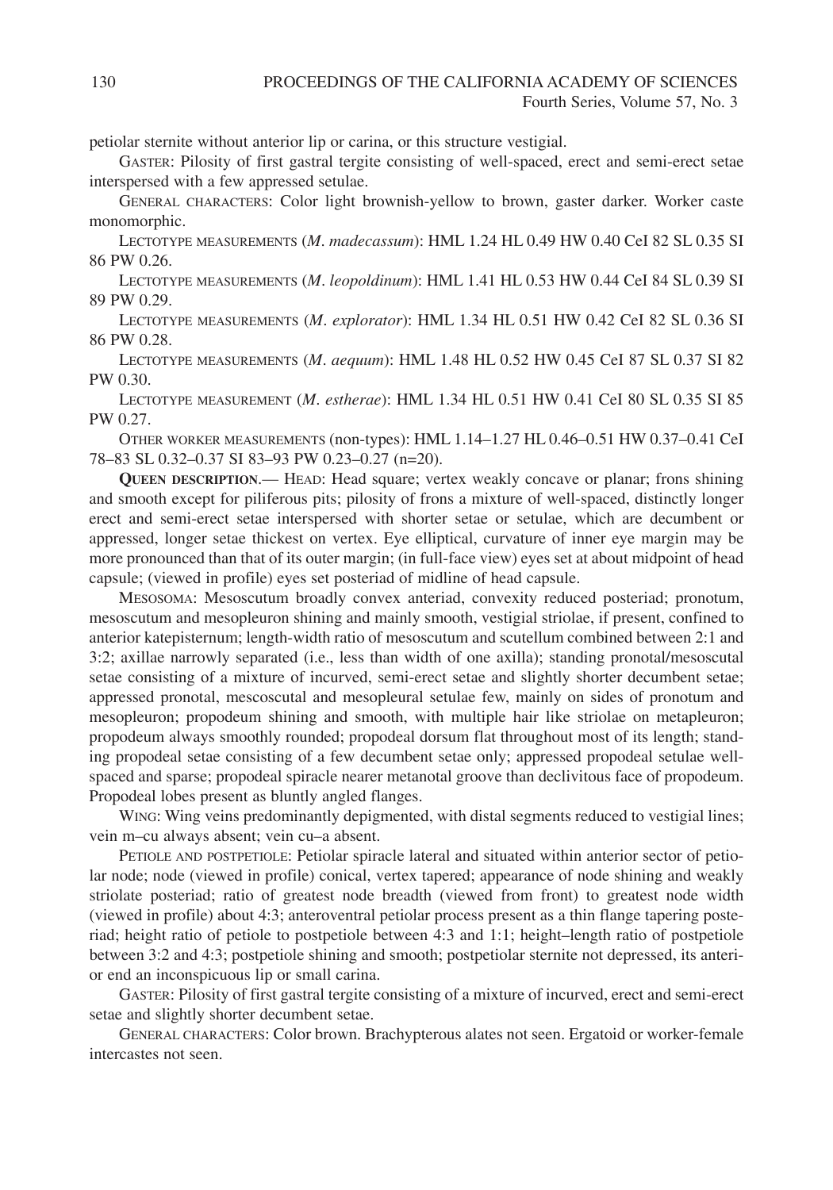petiolar sternite without anterior lip or carina, or this structure vestigial.

GASTER: Pilosity of first gastral tergite consisting of well-spaced, erect and semi-erect setae interspersed with a few appressed setulae.

GENERAL CHARACTERS: Color light brownish-yellow to brown, gaster darker. Worker caste monomorphic.

LECTOTYPE MEASUREMENTS (*M. madecassum*): HML 1.24 HL 0.49 HW 0.40 CeI 82 SL 0.35 SI 86 PW 0.26.

LECTOTYPE MEASUREMENTS (*M. leopoldinum*): HML 1.41 HL 0.53 HW 0.44 CeI 84 SL 0.39 SI 89 PW 0.29.

LECTOTYPE MEASUREMENTS (*M. explorator*): HML 1.34 HL 0.51 HW 0.42 CeI 82 SL 0.36 SI 86 PW 0.28.

LECTOTYPE MEASUREMENTS (*M. aequum*): HML 1.48 HL 0.52 HW 0.45 CeI 87 SL 0.37 SI 82 PW 0.30.

LECTOTYPE MEASUREMENT (*M. estherae*): HML 1.34 HL 0.51 HW 0.41 CeI 80 SL 0.35 SI 85 PW 0.27.

OTHER WORKER MEASUREMENTS (non-types): HML 1.14–1.27 HL 0.46–0.51 HW 0.37–0.41 CeI 78–83 SL 0.32–0.37 SI 83–93 PW 0.23–0.27 (n=20).

**QUEEN DESCRIPTION**.— HEAD: Head square; vertex weakly concave or planar; frons shining and smooth except for piliferous pits; pilosity of frons a mixture of well-spaced, distinctly longer erect and semi-erect setae interspersed with shorter setae or setulae, which are decumbent or appressed, longer setae thickest on vertex. Eye elliptical, curvature of inner eye margin may be more pronounced than that of its outer margin; (in full-face view) eyes set at about midpoint of head capsule; (viewed in profile) eyes set posteriad of midline of head capsule.

MESOSOMA: Mesoscutum broadly convex anteriad, convexity reduced posteriad; pronotum, mesoscutum and mesopleuron shining and mainly smooth, vestigial striolae, if present, confined to anterior katepisternum; length-width ratio of mesoscutum and scutellum combined between 2:1 and 3:2; axillae narrowly separated (i.e., less than width of one axilla); standing pronotal/mesoscutal setae consisting of a mixture of incurved, semi-erect setae and slightly shorter decumbent setae; appressed pronotal, mescoscutal and mesopleural setulae few, mainly on sides of pronotum and mesopleuron; propodeum shining and smooth, with multiple hair like striolae on metapleuron; propodeum always smoothly rounded; propodeal dorsum flat throughout most of its length; standing propodeal setae consisting of a few decumbent setae only; appressed propodeal setulae well-spaced and sparse; propodeal spiracle nearer metanotal groove than declivitous face of propodeum. Propodeal lobes present as bluntly angled flanges.

WING: Wing veins predominantly depigmented, with distal segments reduced to vestigial lines; vein m–cu always absent; vein cu–a absent.

PETIOLE AND POSTPETIOLE: Petiolar spiracle lateral and situated within anterior sector of petiolar node; node (viewed in profile) conical, vertex tapered; appearance of node shining and weakly striolate posteriad; ratio of greatest node breadth (viewed from front) to greatest node width (viewed in profile) about 4:3; anteroventral petiolar process present as a thin flange tapering posteriad; height ratio of petiole to postpetiole between 4:3 and 1:1; height–length ratio of postpetiole between 3:2 and 4:3; postpetiole shining and smooth; postpetiolar sternite not depressed, its anterior end an inconspicuous lip or small carina.

GASTER: Pilosity of first gastral tergite consisting of a mixture of incurved, erect and semi-erect setae and slightly shorter decumbent setae.

GENERAL CHARACTERS: Color brown. Brachypterous alates not seen. Ergatoid or worker-female intercastes not seen.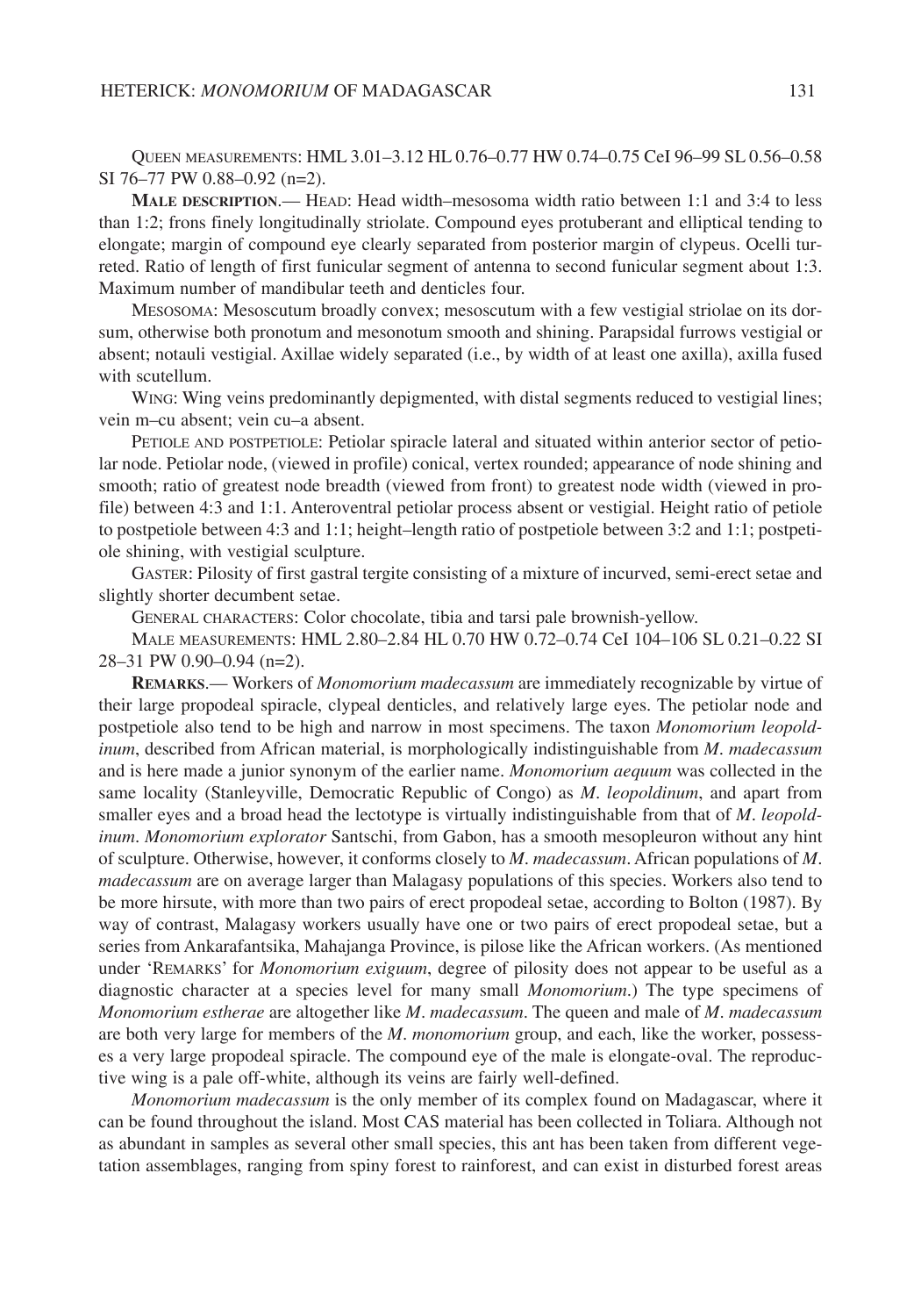QUEEN MEASUREMENTS: HML 3.01–3.12 HL 0.76–0.77 HW 0.74–0.75 CeI 96–99 SL 0.56–0.58 SI 76–77 PW 0.88–0.92 (n=2).

**MALE DESCRIPTION**.— HEAD: Head width–mesosoma width ratio between 1:1 and 3:4 to less than 1:2; frons finely longitudinally striolate. Compound eyes protuberant and elliptical tending to elongate; margin of compound eye clearly separated from posterior margin of clypeus. Ocelli turreted. Ratio of length of first funicular segment of antenna to second funicular segment about 1:3. Maximum number of mandibular teeth and denticles four.

MESOSOMA: Mesoscutum broadly convex; mesoscutum with a few vestigial striolae on its dorsum, otherwise both pronotum and mesonotum smooth and shining. Parapsidal furrows vestigial or absent; notauli vestigial. Axillae widely separated (i.e., by width of at least one axilla), axilla fused with scutellum.

WING: Wing veins predominantly depigmented, with distal segments reduced to vestigial lines; vein m–cu absent; vein cu–a absent.

PETIOLE AND POSTPETIOLE: Petiolar spiracle lateral and situated within anterior sector of petiolar node. Petiolar node, (viewed in profile) conical, vertex rounded; appearance of node shining and smooth; ratio of greatest node breadth (viewed from front) to greatest node width (viewed in profile) between 4:3 and 1:1. Anteroventral petiolar process absent or vestigial. Height ratio of petiole to postpetiole between 4:3 and 1:1; height–length ratio of postpetiole between 3:2 and 1:1; postpetiole shining, with vestigial sculpture.

GASTER: Pilosity of first gastral tergite consisting of a mixture of incurved, semi-erect setae and slightly shorter decumbent setae.

GENERAL CHARACTERS: Color chocolate, tibia and tarsi pale brownish-yellow.

MALE MEASUREMENTS: HML 2.80–2.84 HL 0.70 HW 0.72–0.74 CeI 104–106 SL 0.21–0.22 SI 28–31 PW 0.90–0.94 (n=2).

**REMARKS**.— Workers of *Monomorium madecassum* are immediately recognizable by virtue of their large propodeal spiracle, clypeal denticles, and relatively large eyes. The petiolar node and postpetiole also tend to be high and narrow in most specimens. The taxon *Monomorium leopoldinum*, described from African material, is morphologically indistinguishable from *M. madecassum* and is here made a junior synonym of the earlier name. *Monomorium aequum* was collected in the same locality (Stanleyville, Democratic Republic of Congo) as *M. leopoldinum*, and apart from smaller eyes and a broad head the lectotype is virtually indistinguishable from that of *M. leopoldinum*. *Monomorium explorator* Santschi, from Gabon, has a smooth mesopleuron without any hint of sculpture. Otherwise, however, it conforms closely to *M. madecassum*. African populations of *M. madecassum* are on average larger than Malagasy populations of this species. Workers also tend to be more hirsute, with more than two pairs of erect propodeal setae, according to Bolton (1987). By way of contrast, Malagasy workers usually have one or two pairs of erect propodeal setae, but a series from Ankarafantsika, Mahajanga Province, is pilose like the African workers. (As mentioned under 'REMARKS' for *Monomorium exiguum*, degree of pilosity does not appear to be useful as a diagnostic character at a species level for many small *Monomorium*.) The type specimens of *Monomorium estherae* are altogether like *M. madecassum*. The queen and male of *M. madecassum* are both very large for members of the *M. monomorium* group, and each, like the worker, possesses a very large propodeal spiracle. The compound eye of the male is elongate-oval. The reproductive wing is a pale off-white, although its veins are fairly well-defined.

*Monomorium madecassum* is the only member of its complex found on Madagascar, where it can be found throughout the island. Most CAS material has been collected in Toliara. Although not as abundant in samples as several other small species, this ant has been taken from different vegetation assemblages, ranging from spiny forest to rainforest, and can exist in disturbed forest areas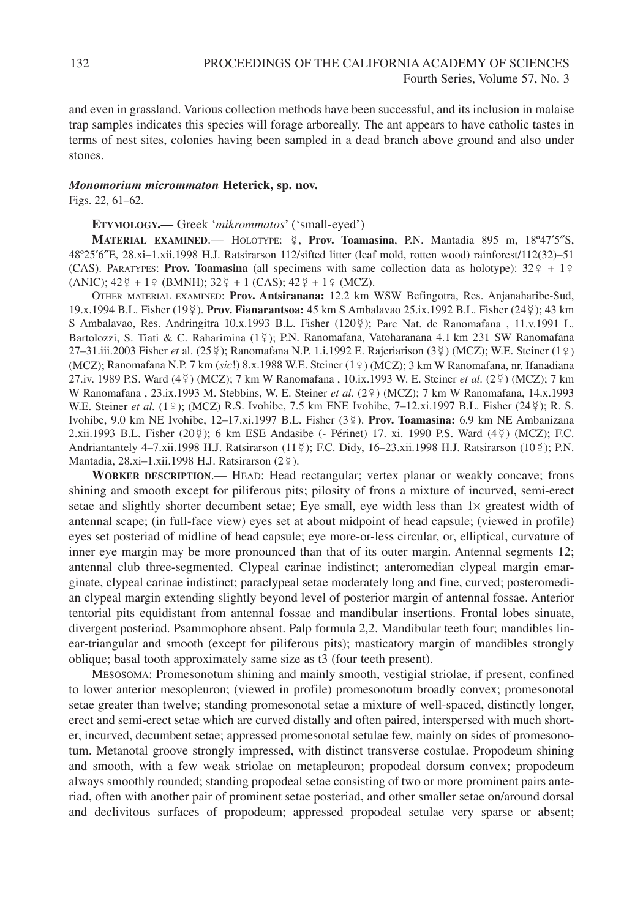and even in grassland. Various collection methods have been successful, and its inclusion in malaise trap samples indicates this species will forage arboreally. The ant appears to have catholic tastes in terms of nest sites, colonies having been sampled in a dead branch above ground and also under stones.

### *Monomorium micrommaton* Heterick, sp. nov.

Figs. 22, 61–62.

**Etymology.—** Greek '*mikrommatos*' ('small-eyed')

**Material examined.**— Holotype: ☿, **Prov. Toamasina**, P.N. Mantadia 895 m, 18º47′5″S, 48º25′6″E, 28.xi–1.xii.1998 H.J. Ratsirarson 112/sifted litter (leaf mold, rotten wood) rainforest/112(32)–51 (CAS). Paratypes: **Prov. Toamasina** (all specimens with same collection data as holotype): 32♀ + 1♀ (ANIC); 42☿ + 1♀ (BMNH); 32☿ + 1 (CAS); 42☿ + 1♀ (MCZ).

Other material examined: **Prov. Antsiranana:** 12.2 km WSW Befingotra, Res. Anjanaharibe-Sud, 19.x.1994 B.L. Fisher (19☿). **Prov. Fianarantsoa:** 45 km S Ambalavao 25.ix.1992 B.L. Fisher (24☿); 43 km S Ambalavao, Res. Andringitra 10.x.1993 B.L. Fisher (120☿); Parc Nat. de Ranomafana , 11.v.1991 L. Bartolozzi, S. Tiati & C. Raharimina (1☿); P.N. Ranomafana, Vatoharanana 4.1 km 231 SW Ranomafana 27–31.iii.2003 Fisher *et* al. (25☿); Ranomafana N.P. 1.i.1992 E. Rajeriarison (3☿) (MCZ); W.E. Steiner (1♀) (MCZ); Ranomafana N.P. 7 km (*sic*!) 8.x.1988 W.E. Steiner (1♀) (MCZ); 3 km W Ranomafana, nr. Ifanadiana 27.iv. 1989 P.S. Ward (4☿) (MCZ); 7 km W Ranomafana , 10.ix.1993 W. E. Steiner *et al.* (2☿) (MCZ); 7 km W Ranomafana , 23.ix.1993 M. Stebbins, W. E. Steiner *et al.* (2♀) (MCZ); 7 km W Ranomafana, 14.x.1993 W.E. Steiner *et al.* (1♀); (MCZ) R.S. Ivohibe, 7.5 km ENE Ivohibe, 7–12.xi.1997 B.L. Fisher (24☿); R. S. Ivohibe, 9.0 km NE Ivohibe, 12–17.xi.1997 B.L. Fisher (3☿). **Prov. Toamasina:** 6.9 km NE Ambanizana 2.xii.1993 B.L. Fisher (20☿); 6 km ESE Andasibe (- Périnet) 17. xi. 1990 P.S. Ward (4☿) (MCZ); F.C. Andriantantely 4–7.xii.1998 H.J. Ratsirarson (11☿); F.C. Didy, 16–23.xii.1998 H.J. Ratsirarson (10☿); P.N. Mantadia, 28.xi–1.xii.1998 H.J. Ratsirarson (2☿).

**Worker description.**— Head: Head rectangular; vertex planar or weakly concave; frons shining and smooth except for piliferous pits; pilosity of frons a mixture of incurved, semi-erect setae and slightly shorter decumbent setae; Eye small, eye width less than 1× greatest width of antennal scape; (in full-face view) eyes set at about midpoint of head capsule; (viewed in profile) eyes set posteriad of midline of head capsule; eye more-or-less circular, or, elliptical, curvature of inner eye margin may be more pronounced than that of its outer margin. Antennal segments 12; antennal club three-segmented. Clypeal carinae indistinct; anteromedian clypeal margin emarginate, clypeal carinae indistinct; paraclypeal setae moderately long and fine, curved; posteromedian clypeal margin extending slightly beyond level of posterior margin of antennal fossae. Anterior tentorial pits equidistant from antennal fossae and mandibular insertions. Frontal lobes sinuate, divergent posteriad. Psammophore absent. Palp formula 2,2. Mandibular teeth four; mandibles linear-triangular and smooth (except for piliferous pits); masticatory margin of mandibles strongly oblique; basal tooth approximately same size as t3 (four teeth present).

Mesosoma: Promesonotum shining and mainly smooth, vestigial striolae, if present, confined to lower anterior mesopleuron; (viewed in profile) promesonotum broadly convex; promesonotal setae greater than twelve; standing promesonotal setae a mixture of well-spaced, distinctly longer, erect and semi-erect setae which are curved distally and often paired, interspersed with much shorter, incurved, decumbent setae; appressed promesonotal setulae few, mainly on sides of promesonotum. Metanotal groove strongly impressed, with distinct transverse costulae. Propodeum shining and smooth, with a few weak striolae on metapleuron; propodeal dorsum convex; propodeum always smoothly rounded; standing propodeal setae consisting of two or more prominent pairs anteriad, often with another pair of prominent setae posteriad, and other smaller setae on/around dorsal and declivitous surfaces of propodeum; appressed propodeal setulae very sparse or absent;